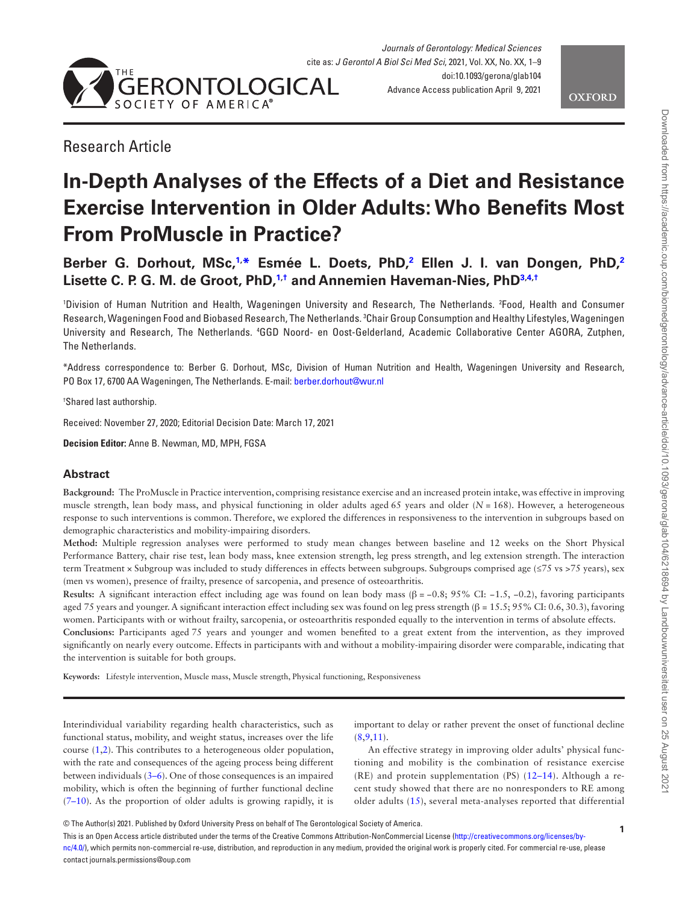Research Article

# In-Depth Analyses of the Effects of a Diet and Resistance Exercise Intervention in Older Adults: Who Benefits Most From ProMuscle in Practice?

**Berber G. Dorhout, MSc,[1,*] Esmée L. Doets, PhD,[2] Ellen J. I. van Dongen, PhD,[2] Lisette C. P. G. M. de Groot, PhD,[1,†] and Annemien Haveman-Nies, PhD[3,4,†]**

[1]Division of Human Nutrition and Health, Wageningen University and Research, The Netherlands. [2]Food, Health and Consumer Research, Wageningen Food and Biobased Research, The Netherlands. [3]Chair Group Consumption and Healthy Lifestyles, Wageningen University and Research, The Netherlands. [4]GGD Noord- en Oost-Gelderland, Academic Collaborative Center AGORA, Zutphen, The Netherlands.

*Address correspondence to: Berber G. Dorhout, MSc, Division of Human Nutrition and Health, Wageningen University and Research, PO Box 17, 6700 AA Wageningen, The Netherlands. E-mail: berber.dorhout@wur.nl

†Shared last authorship.

Received: November 27, 2020; Editorial Decision Date: March 17, 2021

**Decision Editor:** Anne B. Newman, MD, MPH, FGSA

## Abstract

**Background:** The ProMuscle in Practice intervention, comprising resistance exercise and an increased protein intake, was effective in improving muscle strength, lean body mass, and physical functioning in older adults aged 65 years and older ($N = 168$). However, a heterogeneous response to such interventions is common. Therefore, we explored the differences in responsiveness to the intervention in subgroups based on demographic characteristics and mobility-impairing disorders.

**Method:** Multiple regression analyses were performed to study mean changes between baseline and 12 weeks on the Short Physical Performance Battery, chair rise test, lean body mass, knee extension strength, leg press strength, and leg extension strength. The interaction term Treatment × Subgroup was included to study differences in effects between subgroups. Subgroups comprised age (≤75 vs >75 years), sex (men vs women), presence of frailty, presence of sarcopenia, and presence of osteoarthritis.

**Results:** A significant interaction effect including age was found on lean body mass ($\beta = -0.8$; 95% CI: −1.5, −0.2), favoring participants aged 75 years and younger. A significant interaction effect including sex was found on leg press strength ($\beta = 15.5$; 95% CI: 0.6, 30.3), favoring women. Participants with or without frailty, sarcopenia, or osteoarthritis responded equally to the intervention in terms of absolute effects.

**Conclusions:** Participants aged 75 years and younger and women benefited to a great extent from the intervention, as they improved significantly on nearly every outcome. Effects in participants with and without a mobility-impairing disorder were comparable, indicating that the intervention is suitable for both groups.

**Keywords:** Lifestyle intervention, Muscle mass, Muscle strength, Physical functioning, Responsiveness

Interindividual variability regarding health characteristics, such as functional status, mobility, and weight status, increases over the life course (1,2). This contributes to a heterogeneous older population, with the rate and consequences of the ageing process being different between individuals (3–6). One of those consequences is an impaired mobility, which is often the beginning of further functional decline (7–10). As the proportion of older adults is growing rapidly, it is important to delay or rather prevent the onset of functional decline (8,9,11).

An effective strategy in improving older adults' physical functioning and mobility is the combination of resistance exercise (RE) and protein supplementation (PS) (12–14). Although a recent study showed that there are no nonresponders to RE among older adults (15), several meta-analyses reported that differential

© The Author(s) 2021. Published by Oxford University Press on behalf of The Gerontological Society of America.
This is an Open Access article distributed under the terms of the Creative Commons Attribution-NonCommercial License (http://creativecommons.org/licenses/by-nc/4.0/), which permits non-commercial re-use, distribution, and reproduction in any medium, provided the original work is properly cited. For commercial re-use, please contact journals.permissions@oup.com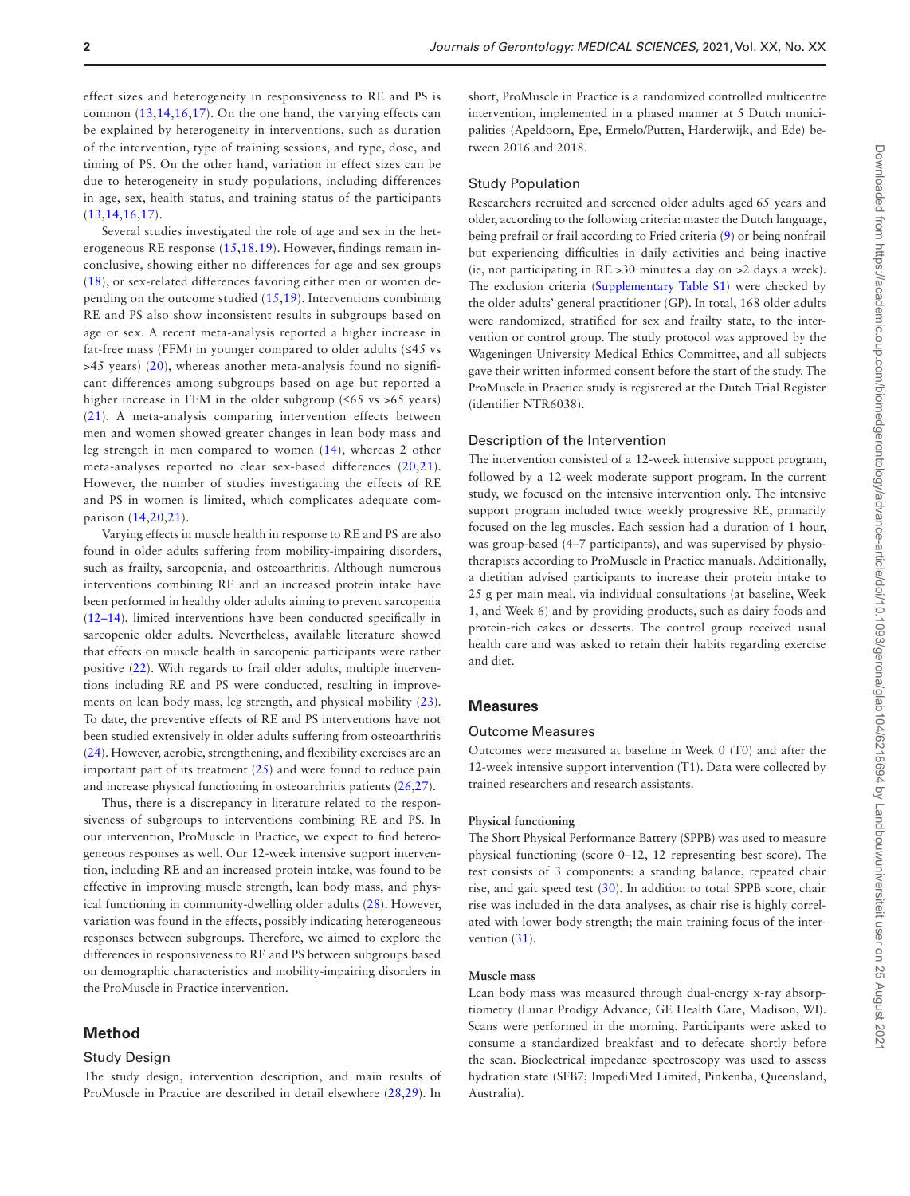effect sizes and heterogeneity in responsiveness to RE and PS is common (13,14,16,17). On the one hand, the varying effects can be explained by heterogeneity in interventions, such as duration of the intervention, type of training sessions, and type, dose, and timing of PS. On the other hand, variation in effect sizes can be due to heterogeneity in study populations, including differences in age, sex, health status, and training status of the participants (13,14,16,17).

Several studies investigated the role of age and sex in the heterogeneous RE response (15,18,19). However, findings remain inconclusive, showing either no differences for age and sex groups (18), or sex-related differences favoring either men or women depending on the outcome studied (15,19). Interventions combining RE and PS also show inconsistent results in subgroups based on age or sex. A recent meta-analysis reported a higher increase in fat-free mass (FFM) in younger compared to older adults (≤45 vs >45 years) (20), whereas another meta-analysis found no significant differences among subgroups based on age but reported a higher increase in FFM in the older subgroup (≤65 vs >65 years) (21). A meta-analysis comparing intervention effects between men and women showed greater changes in lean body mass and leg strength in men compared to women (14), whereas 2 other meta-analyses reported no clear sex-based differences (20,21). However, the number of studies investigating the effects of RE and PS in women is limited, which complicates adequate comparison (14,20,21).

Varying effects in muscle health in response to RE and PS are also found in older adults suffering from mobility-impairing disorders, such as frailty, sarcopenia, and osteoarthritis. Although numerous interventions combining RE and an increased protein intake have been performed in healthy older adults aiming to prevent sarcopenia (12–14), limited interventions have been conducted specifically in sarcopenic older adults. Nevertheless, available literature showed that effects on muscle health in sarcopenic participants were rather positive (22). With regards to frail older adults, multiple interventions including RE and PS were conducted, resulting in improvements on lean body mass, leg strength, and physical mobility (23). To date, the preventive effects of RE and PS interventions have not been studied extensively in older adults suffering from osteoarthritis (24). However, aerobic, strengthening, and flexibility exercises are an important part of its treatment (25) and were found to reduce pain and increase physical functioning in osteoarthritis patients (26,27).

Thus, there is a discrepancy in literature related to the responsiveness of subgroups to interventions combining RE and PS. In our intervention, ProMuscle in Practice, we expect to find heterogeneous responses as well. Our 12-week intensive support intervention, including RE and an increased protein intake, was found to be effective in improving muscle strength, lean body mass, and physical functioning in community-dwelling older adults (28). However, variation was found in the effects, possibly indicating heterogeneous responses between subgroups. Therefore, we aimed to explore the differences in responsiveness to RE and PS between subgroups based on demographic characteristics and mobility-impairing disorders in the ProMuscle in Practice intervention.

## Method

### Study Design

The study design, intervention description, and main results of ProMuscle in Practice are described in detail elsewhere (28,29). In short, ProMuscle in Practice is a randomized controlled multicentre intervention, implemented in a phased manner at 5 Dutch municipalities (Apeldoorn, Epe, Ermelo/Putten, Harderwijk, and Ede) between 2016 and 2018.

### Study Population

Researchers recruited and screened older adults aged 65 years and older, according to the following criteria: master the Dutch language, being prefrail or frail according to Fried criteria (9) or being nonfrail but experiencing difficulties in daily activities and being inactive (ie, not participating in RE >30 minutes a day on >2 days a week). The exclusion criteria (Supplementary Table S1) were checked by the older adults' general practitioner (GP). In total, 168 older adults were randomized, stratified for sex and frailty state, to the intervention or control group. The study protocol was approved by the Wageningen University Medical Ethics Committee, and all subjects gave their written informed consent before the start of the study. The ProMuscle in Practice study is registered at the Dutch Trial Register (identifier NTR6038).

### Description of the Intervention

The intervention consisted of a 12-week intensive support program, followed by a 12-week moderate support program. In the current study, we focused on the intensive intervention only. The intensive support program included twice weekly progressive RE, primarily focused on the leg muscles. Each session had a duration of 1 hour, was group-based (4–7 participants), and was supervised by physiotherapists according to ProMuscle in Practice manuals. Additionally, a dietitian advised participants to increase their protein intake to 25 g per main meal, via individual consultations (at baseline, Week 1, and Week 6) and by providing products, such as dairy foods and protein-rich cakes or desserts. The control group received usual health care and was asked to retain their habits regarding exercise and diet.

## Measures

### Outcome Measures

Outcomes were measured at baseline in Week 0 (T0) and after the 12-week intensive support intervention (T1). Data were collected by trained researchers and research assistants.

#### Physical functioning

The Short Physical Performance Battery (SPPB) was used to measure physical functioning (score 0–12, 12 representing best score). The test consists of 3 components: a standing balance, repeated chair rise, and gait speed test (30). In addition to total SPPB score, chair rise was included in the data analyses, as chair rise is highly correlated with lower body strength; the main training focus of the intervention (31).

#### Muscle mass

Lean body mass was measured through dual-energy x-ray absorptiometry (Lunar Prodigy Advance; GE Health Care, Madison, WI). Scans were performed in the morning. Participants were asked to consume a standardized breakfast and to defecate shortly before the scan. Bioelectrical impedance spectroscopy was used to assess hydration state (SFB7; ImpediMed Limited, Pinkenba, Queensland, Australia).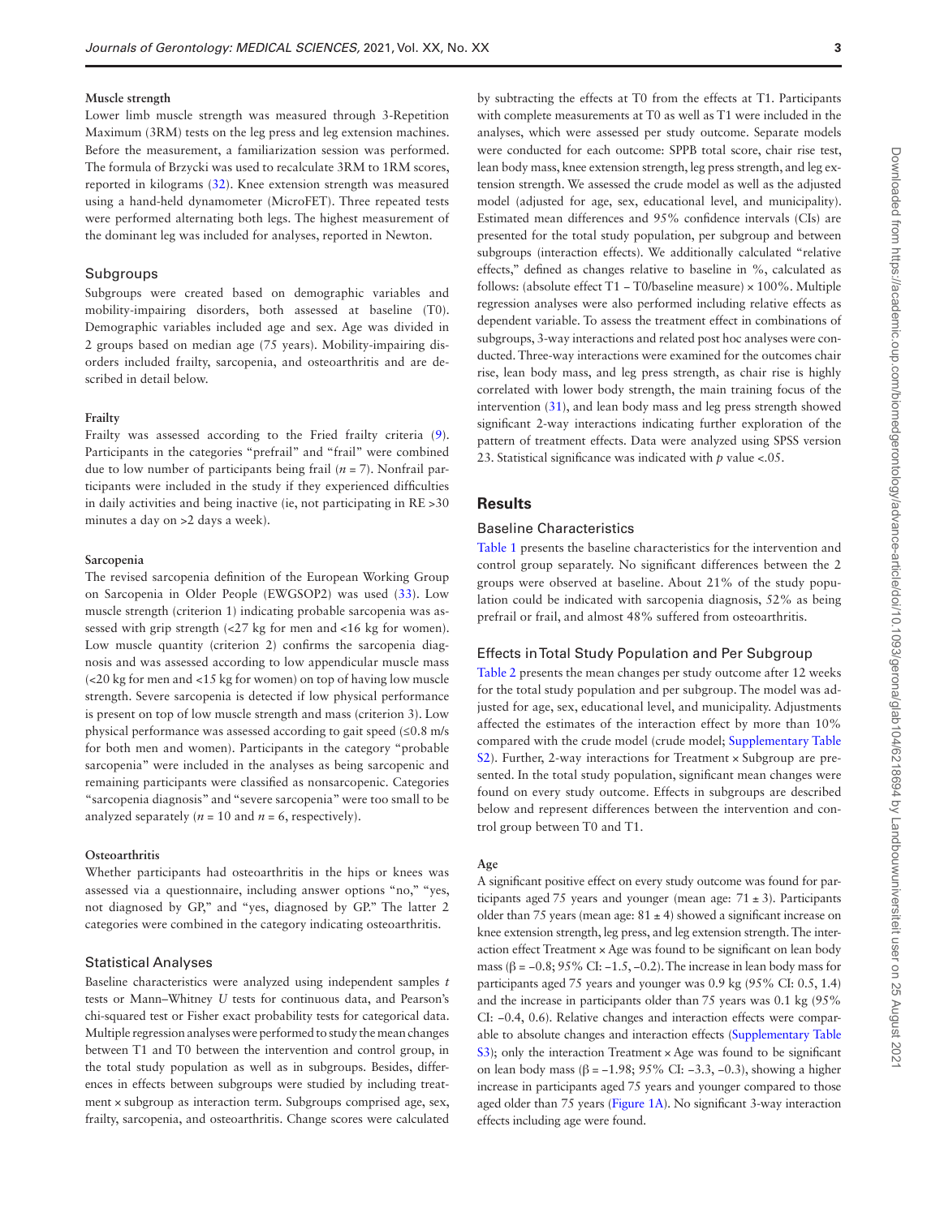#### Muscle strength

Lower limb muscle strength was measured through 3-Repetition Maximum (3RM) tests on the leg press and leg extension machines. Before the measurement, a familiarization session was performed. The formula of Brzycki was used to recalculate 3RM to 1RM scores, reported in kilograms (32). Knee extension strength was measured using a hand-held dynamometer (MicroFET). Three repeated tests were performed alternating both legs. The highest measurement of the dominant leg was included for analyses, reported in Newton.

### Subgroups

Subgroups were created based on demographic variables and mobility-impairing disorders, both assessed at baseline (T0). Demographic variables included age and sex. Age was divided in 2 groups based on median age (75 years). Mobility-impairing disorders included frailty, sarcopenia, and osteoarthritis and are described in detail below.

#### Frailty

Frailty was assessed according to the Fried frailty criteria (9). Participants in the categories "prefrail" and "frail" were combined due to low number of participants being frail ($n = 7$). Nonfrail participants were included in the study if they experienced difficulties in daily activities and being inactive (ie, not participating in RE >30 minutes a day on >2 days a week).

#### Sarcopenia

The revised sarcopenia definition of the European Working Group on Sarcopenia in Older People (EWGSOP2) was used (33). Low muscle strength (criterion 1) indicating probable sarcopenia was assessed with grip strength (<27 kg for men and <16 kg for women). Low muscle quantity (criterion 2) confirms the sarcopenia diagnosis and was assessed according to low appendicular muscle mass (<20 kg for men and <15 kg for women) on top of having low muscle strength. Severe sarcopenia is detected if low physical performance is present on top of low muscle strength and mass (criterion 3). Low physical performance was assessed according to gait speed (≤0.8 m/s for both men and women). Participants in the category "probable sarcopenia" were included in the analyses as being sarcopenic and remaining participants were classified as nonsarcopenic. Categories "sarcopenia diagnosis" and "severe sarcopenia" were too small to be analyzed separately ($n = 10$ and $n = 6$, respectively).

#### Osteoarthritis

Whether participants had osteoarthritis in the hips or knees was assessed via a questionnaire, including answer options "no," "yes, not diagnosed by GP," and "yes, diagnosed by GP." The latter 2 categories were combined in the category indicating osteoarthritis.

### Statistical Analyses

Baseline characteristics were analyzed using independent samples *t* tests or Mann–Whitney *U* tests for continuous data, and Pearson's chi-squared test or Fisher exact probability tests for categorical data. Multiple regression analyses were performed to study the mean changes between T1 and T0 between the intervention and control group, in the total study population as well as in subgroups. Besides, differences in effects between subgroups were studied by including treatment × subgroup as interaction term. Subgroups comprised age, sex, frailty, sarcopenia, and osteoarthritis. Change scores were calculated by subtracting the effects at T0 from the effects at T1. Participants with complete measurements at T0 as well as T1 were included in the analyses, which were assessed per study outcome. Separate models were conducted for each outcome: SPPB total score, chair rise test, lean body mass, knee extension strength, leg press strength, and leg extension strength. We assessed the crude model as well as the adjusted model (adjusted for age, sex, educational level, and municipality). Estimated mean differences and 95% confidence intervals (CIs) are presented for the total study population, per subgroup and between subgroups (interaction effects). We additionally calculated "relative effects," defined as changes relative to baseline in %, calculated as follows: (absolute effect T1 − T0/baseline measure) × 100%. Multiple regression analyses were also performed including relative effects as dependent variable. To assess the treatment effect in combinations of subgroups, 3-way interactions and related post hoc analyses were conducted. Three-way interactions were examined for the outcomes chair rise, lean body mass, and leg press strength, as chair rise is highly correlated with lower body strength, the main training focus of the intervention (31), and lean body mass and leg press strength showed significant 2-way interactions indicating further exploration of the pattern of treatment effects. Data were analyzed using SPSS version 23. Statistical significance was indicated with *p* value <.05.

## Results

### Baseline Characteristics

Table 1 presents the baseline characteristics for the intervention and control group separately. No significant differences between the 2 groups were observed at baseline. About 21% of the study population could be indicated with sarcopenia diagnosis, 52% as being prefrail or frail, and almost 48% suffered from osteoarthritis.

### Effects in Total Study Population and Per Subgroup

Table 2 presents the mean changes per study outcome after 12 weeks for the total study population and per subgroup. The model was adjusted for age, sex, educational level, and municipality. Adjustments affected the estimates of the interaction effect by more than 10% compared with the crude model (crude model; Supplementary Table S2). Further, 2-way interactions for Treatment × Subgroup are presented. In the total study population, significant mean changes were found on every study outcome. Effects in subgroups are described below and represent differences between the intervention and control group between T0 and T1.

#### Age

A significant positive effect on every study outcome was found for participants aged 75 years and younger (mean age: 71 ± 3). Participants older than 75 years (mean age: 81 ± 4) showed a significant increase on knee extension strength, leg press, and leg extension strength. The interaction effect Treatment × Age was found to be significant on lean body mass (β = −0.8; 95% CI: −1.5, −0.2). The increase in lean body mass for participants aged 75 years and younger was 0.9 kg (95% CI: 0.5, 1.4) and the increase in participants older than 75 years was 0.1 kg (95% CI: −0.4, 0.6). Relative changes and interaction effects were comparable to absolute changes and interaction effects (Supplementary Table S3); only the interaction Treatment × Age was found to be significant on lean body mass (β = −1.98; 95% CI: −3.3, −0.3), showing a higher increase in participants aged 75 years and younger compared to those aged older than 75 years (Figure 1A). No significant 3-way interaction effects including age were found.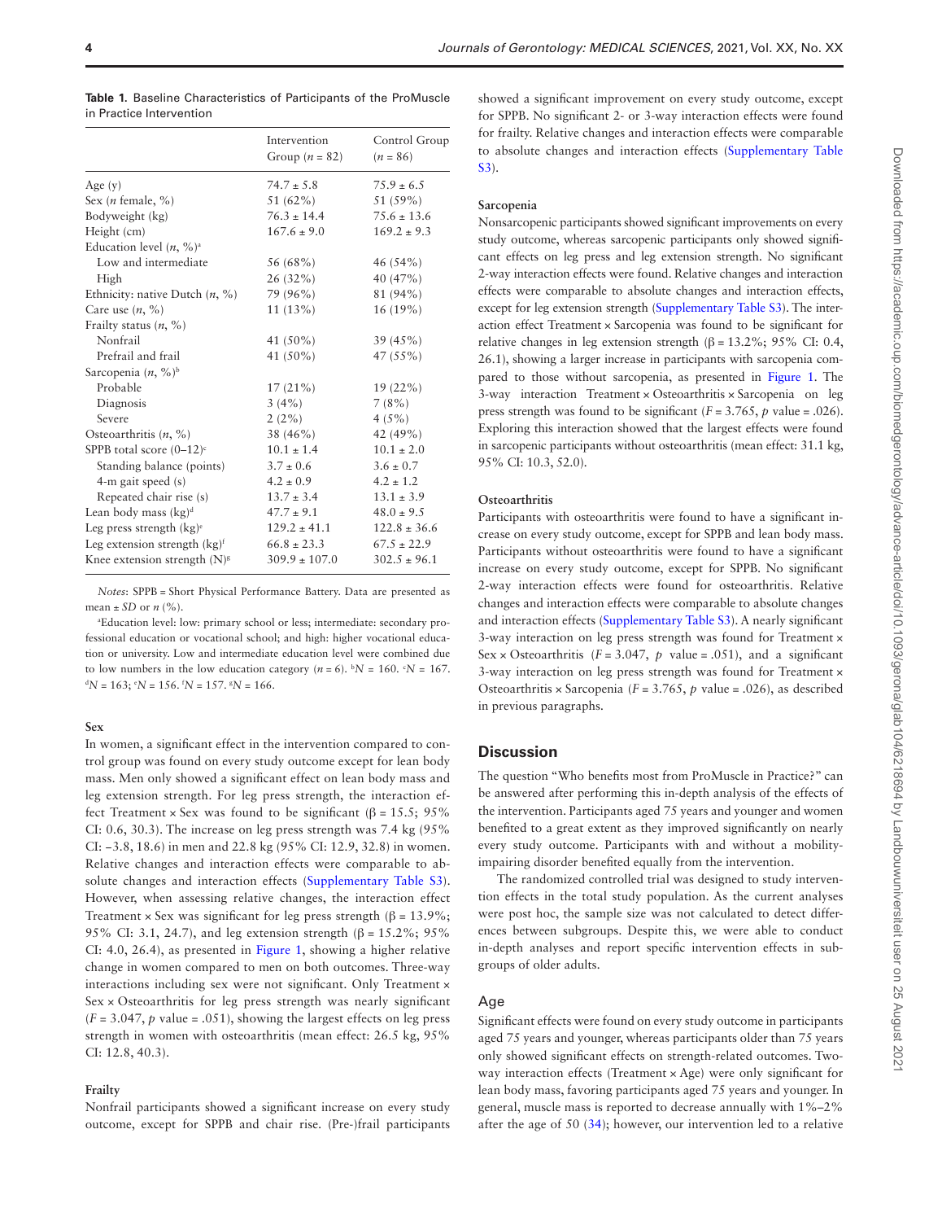**Table 1.** Baseline Characteristics of Participants of the ProMuscle in Practice Intervention

| | Intervention Group ($n$ = 82) | Control Group ($n$ = 86) |
|---|---|---|
| Age (y) | 74.7 ± 5.8 | 75.9 ± 6.5 |
| Sex ($n$ female, %) | 51 (62%) | 51 (59%) |
| Bodyweight (kg) | 76.3 ± 14.4 | 75.6 ± 13.6 |
| Height (cm) | 167.6 ± 9.0 | 169.2 ± 9.3 |
| Education level ($n$, %)[a] | | |
| Low and intermediate | 56 (68%) | 46 (54%) |
| High | 26 (32%) | 40 (47%) |
| Ethnicity: native Dutch ($n$, %) | 79 (96%) | 81 (94%) |
| Care use ($n$, %) | 11 (13%) | 16 (19%) |
| Frailty status ($n$, %) | | |
| Nonfrail | 41 (50%) | 39 (45%) |
| Prefrail and frail | 41 (50%) | 47 (55%) |
| Sarcopenia ($n$, %)[b] | | |
| Probable | 17 (21%) | 19 (22%) |
| Diagnosis | 3 (4%) | 7 (8%) |
| Severe | 2 (2%) | 4 (5%) |
| Osteoarthritis ($n$, %) | 38 (46%) | 42 (49%) |
| SPPB total score (0–12)[c] | 10.1 ± 1.4 | 10.1 ± 2.0 |
| Standing balance (points) | 3.7 ± 0.6 | 3.6 ± 0.7 |
| 4-m gait speed (s) | 4.2 ± 0.9 | 4.2 ± 1.2 |
| Repeated chair rise (s) | 13.7 ± 3.4 | 13.1 ± 3.9 |
| Lean body mass (kg)[d] | 47.7 ± 9.1 | 48.0 ± 9.5 |
| Leg press strength (kg)[e] | 129.2 ± 41.1 | 122.8 ± 36.6 |
| Leg extension strength (kg)[f] | 66.8 ± 23.3 | 67.5 ± 22.9 |
| Knee extension strength (N)[g] | 309.9 ± 107.0 | 302.5 ± 96.1 |

*Notes*: SPPB = Short Physical Performance Battery. Data are presented as mean ± *SD* or *n* (%).

[a]Education level: low: primary school or less; intermediate: secondary professional education or vocational school; and high: higher vocational education or university. Low and intermediate education level were combined due to low numbers in the low education category ($n$ = 6). [b]$N$ = 160. [c]$N$ = 167. [d]$N$ = 163; [e]$N$ = 156. [f]$N$ = 157. [g]$N$ = 166.

#### Sex

In women, a significant effect in the intervention compared to control group was found on every study outcome except for lean body mass. Men only showed a significant effect on lean body mass and leg extension strength. For leg press strength, the interaction effect Treatment × Sex was found to be significant (β = 15.5; 95% CI: 0.6, 30.3). The increase on leg press strength was 7.4 kg (95% CI: −3.8, 18.6) in men and 22.8 kg (95% CI: 12.9, 32.8) in women. Relative changes and interaction effects were comparable to absolute changes and interaction effects (Supplementary Table S3). However, when assessing relative changes, the interaction effect Treatment × Sex was significant for leg press strength (β = 13.9%; 95% CI: 3.1, 24.7), and leg extension strength (β = 15.2%; 95% CI: 4.0, 26.4), as presented in Figure 1, showing a higher relative change in women compared to men on both outcomes. Three-way interactions including sex were not significant. Only Treatment × Sex × Osteoarthritis for leg press strength was nearly significant ($F$ = 3.047, $p$ value = .051), showing the largest effects on leg press strength in women with osteoarthritis (mean effect: 26.5 kg, 95% CI: 12.8, 40.3).

#### Frailty

Nonfrail participants showed a significant increase on every study outcome, except for SPPB and chair rise. (Pre-)frail participants showed a significant improvement on every study outcome, except for SPPB. No significant 2- or 3-way interaction effects were found for frailty. Relative changes and interaction effects were comparable to absolute changes and interaction effects (Supplementary Table S3).

#### Sarcopenia

Nonsarcopenic participants showed significant improvements on every study outcome, whereas sarcopenic participants only showed significant effects on leg press and leg extension strength. No significant 2-way interaction effects were found. Relative changes and interaction effects were comparable to absolute changes and interaction effects, except for leg extension strength (Supplementary Table S3). The interaction effect Treatment × Sarcopenia was found to be significant for relative changes in leg extension strength (β = 13.2%; 95% CI: 0.4, 26.1), showing a larger increase in participants with sarcopenia compared to those without sarcopenia, as presented in Figure 1. The 3-way interaction Treatment × Osteoarthritis × Sarcopenia on leg press strength was found to be significant ($F$ = 3.765, $p$ value = .026). Exploring this interaction showed that the largest effects were found in sarcopenic participants without osteoarthritis (mean effect: 31.1 kg, 95% CI: 10.3, 52.0).

#### Osteoarthritis

Participants with osteoarthritis were found to have a significant increase on every study outcome, except for SPPB and lean body mass. Participants without osteoarthritis were found to have a significant increase on every study outcome, except for SPPB. No significant 2-way interaction effects were found for osteoarthritis. Relative changes and interaction effects were comparable to absolute changes and interaction effects (Supplementary Table S3). A nearly significant 3-way interaction on leg press strength was found for Treatment × Sex × Osteoarthritis ($F$ = 3.047, $p$ value = .051), and a significant 3-way interaction on leg press strength was found for Treatment × Osteoarthritis × Sarcopenia ($F$ = 3.765, $p$ value = .026), as described in previous paragraphs.

## Discussion

The question "Who benefits most from ProMuscle in Practice?" can be answered after performing this in-depth analysis of the effects of the intervention. Participants aged 75 years and younger and women benefited to a great extent as they improved significantly on nearly every study outcome. Participants with and without a mobility-impairing disorder benefited equally from the intervention.

The randomized controlled trial was designed to study intervention effects in the total study population. As the current analyses were post hoc, the sample size was not calculated to detect differences between subgroups. Despite this, we were able to conduct in-depth analyses and report specific intervention effects in subgroups of older adults.

### Age

Significant effects were found on every study outcome in participants aged 75 years and younger, whereas participants older than 75 years only showed significant effects on strength-related outcomes. Two-way interaction effects (Treatment × Age) were only significant for lean body mass, favoring participants aged 75 years and younger. In general, muscle mass is reported to decrease annually with 1%–2% after the age of 50 (34); however, our intervention led to a relative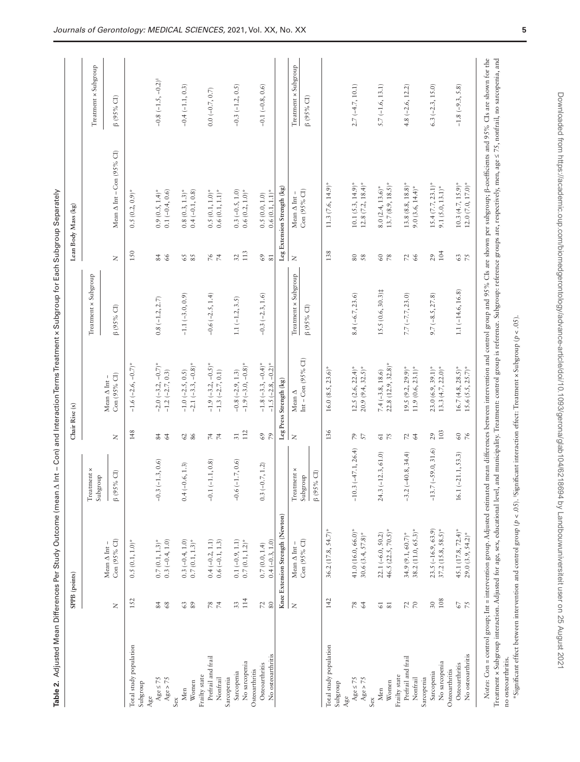**Table 2.** Adjusted Mean Differences Per Study Outcome (mean Δ Int – Con) and Interaction Terms Treatment × Subgroup for Each Subgroup Separately

| | SPPB (points) | | | Chair Rise (s) | | | Lean Body Mass (kg) | | |
|---|---|---|---|---|---|---|---|---|---|
| | N | Mean Δ Int – Con (95% CI) | Treatment × Subgroup β (95% CI) | N | Mean Δ Int – Con (95% CI) | Treatment × Subgroup β (95% CI) | N | Mean Δ Int – Con (95% CI) | Treatment × Subgroup β (95% CI) |
| Total study population | 152 | 0.5 (0.1, 1.0)* | | 148 | −1.6 (−2.6, −0.7)* | | 150 | 0.5 (0.2, 0.9)* | |
| Subgroup | | | | | | | | | |
| Age | | | | | | | | | |
| Age ≤ 75 | 84 | 0.7 (0.1, 1.3)* | −0.3 (−1.3, 0.6) | 84 | −2.0 (−3.2, −0.7)* | 0.8 (−1.2, 2.7) | 84 | 0.9 (0.5, 1.4)* | −0.8 (−1.5, −0.2)‡ |
| Age > 75 | 68 | 0.3 (−0.4, 1.0) | | 64 | −1.2 (−2.7, 0.3) | | 66 | 0.1 (−0.4, 0.6) | |
| Sex | | | | | | | | | |
| Men | 63 | 0.3 (−0.4, 1.0) | 0.4 (−0.6, 1.3) | 62 | −1.0 (−2.5, 0.5) | −1.1 (−3.0, 0.9) | 65 | 0.8 (0.3, 1.3)* | −0.4 (−1.1, 0.3) |
| Women | 89 | 0.7 (0.1, 1.3)* | | 86 | −2.1 (−3.3, −0.8)* | | 85 | 0.4 (−0.1, 0.8) | |
| Frailty state | | | | | | | | | |
| Prefrail and frail | 78 | 0.4 (−0.2, 1.1) | −0.1 (−1.1, 0.8) | 74 | −1.9 (−3.2, −0.5)* | −0.6 (−2.5, 1.4) | 76 | 0.5 (0.1, 1.0)* | 0.0 (−0.7, 0.7) |
| Nonfrail | 74 | 0.6 (−0.1, 1.3) | | 74 | −1.3 (−2.7, 0.1) | | 74 | 0.6 (0.1, 1.1)* | |
| Sarcopenia | | | | | | | | | |
| Sarcopenia | 33 | 0.1 (−0.9, 1.1) | −0.6 (−1.7, 0.6) | 31 | −0.8 (−2.9, 1.3) | 1.1 (−1.2, 3.5) | 32 | 0.3 (−0.5, 1.0) | −0.3 (−1.2, 0.5) |
| No sarcopenia | 114 | 0.7 (0.1, 1.2)* | | 112 | −1.9 (−3.0, −0.8)* | | 113 | 0.6 (0.2, 1.0)* | |
| Osteoarthritis | | | | | | | | | |
| Osteoarthritis | 72 | 0.7 (0.0, 1.4) | 0.3 (−0.7, 1.2) | 69 | −1.8 (−3.3, −0.4)* | −0.3 (−2.3, 1.6) | 69 | 0.5 (0.0, 1.0) | −0.1 (−0.8, 0.6) |
| No osteoarthritis | 80 | 0.4 (−0.3, 1.0) | | 79 | −1.5 (−2.8, −0.2)* | | 81 | 0.6 (0.1, 1.1)* | |
| | **Knee Extension Strength (Newton)** | | | **Leg Press Strength (kg)** | | | **Leg Extension Strength (kg)** | | |
| | N | Mean Δ Int – Con (95% CI) | Treatment × Subgroup β (95% CI) | N | Mean Δ Int – Con (95% CI) | Treatment × Subgroup β (95% CI) | N | Mean Δ Int – Con (95% CI) | Treatment × Subgroup β (95% CI) |
| Total study population | 142 | 36.2 (17.8, 54.7)* | | 136 | 16.0 (8.5, 23.6)* | | 138 | 11.3 (7.6, 14.9)* | |
| Subgroup | | | | | | | | | |
| Age | | | | | | | | | |
| Age ≤ 75 | 78 | 41.0 (16.0, 66.0)* | −10.3 (−47.1, 26.4) | 79 | 12.5 (2.6, 22.4)* | 8.4 (−6.7, 23.6) | 80 | 10.1 (5.3, 14.9)* | 2.7 (−4.7, 10.1) |
| Age > 75 | 64 | 30.6 (3.4, 57.8)* | | 57 | 20.9 (9.4, 32.5)* | | 58 | 12.8 (7.2, 18.4)* | |
| Sex | | | | | | | | | |
| Men | 61 | 22.1 (−6.0, 50.2) | 24.3 (−12.3, 61.0) | 61 | 7.4 (−3.8, 18.6) | 15.5 (0.6, 30.3)‡ | 60 | 8.0 (2.4, 13.6)* | 5.7 (−1.6, 13.1) |
| Women | 81 | 46.5 (22.5, 70.5)* | | 75 | 22.8 (12.9, 32.8)* | | 78 | 13.7 (8.9, 18.5)* | |
| Frailty state | | | | | | | | | |
| Prefrail and frail | 72 | 34.9 (9.1, 60.7)* | −3.2 (−40.8, 34.4) | 72 | 19.5 (9.2, 29.9)* | 7.7 (−7.7, 23.0) | 72 | 13.8 (8.8, 18.8)* | 4.8 (−2.6, 12.2) |
| Nonfrail | 70 | 38.2 (11.0, 65.3)* | | 64 | 11.9 (0.6, 23.1)* | | 66 | 9.0 (3.6, 14.4)* | |
| Sarcopenia | | | | | | | | | |
| Sarcopenia | 30 | 23.5 (−16.9, 63.9) | −13.7 (−59.0, 31.6) | 29 | 23.0 (6.9, 39.1)* | 9.7 (−8.5, 27.8) | 29 | 15.4 (7.7, 23.1)* | 6.3 (−2.3, 15.0) |
| No sarcopenia | 108 | 37.2 (15.8, 58.5)* | | 103 | 13.3 (4.7, 22.0)* | | 104 | 9.1 (5.0, 13.1)* | |
| Osteoarthritis | | | | | | | | | |
| Osteoarthritis | 67 | 45.1 (17.8, 72.4)* | 16.1 (−21.1, 53.3) | 60 | 16.7 (4.8, 28.5)* | 1.1 (−14.6, 16.8) | 63 | 10.3 (4.7, 15.9)* | −1.8 (−9.3, 5.8) |
| No osteoarthritis | 75 | 29.0 (3.9, 54.2)* | | 76 | 15.6 (5.5, 25.7)* | | 75 | 12.0 (7.0, 17.0)* | |

*Notes*: Con = control group; Int = intervention group. Adjusted estimated mean differences between intervention and control group and 95% CIs are shown per subgroup; β-coefficients and 95% CIs are shown for the Treatment × Subgroup interaction. Adjusted for age, sex, educational level, and municipality. Treatment: control group is reference. Subgroup: reference groups are, respectively, men, age ≤ 75, nonfrail, no sarcopenia, and no osteoarthritis.

*Significant effect between intervention and control group ($p < .05$). ‡Significant interaction effect: Treatment × Subgroup ($p < .05$).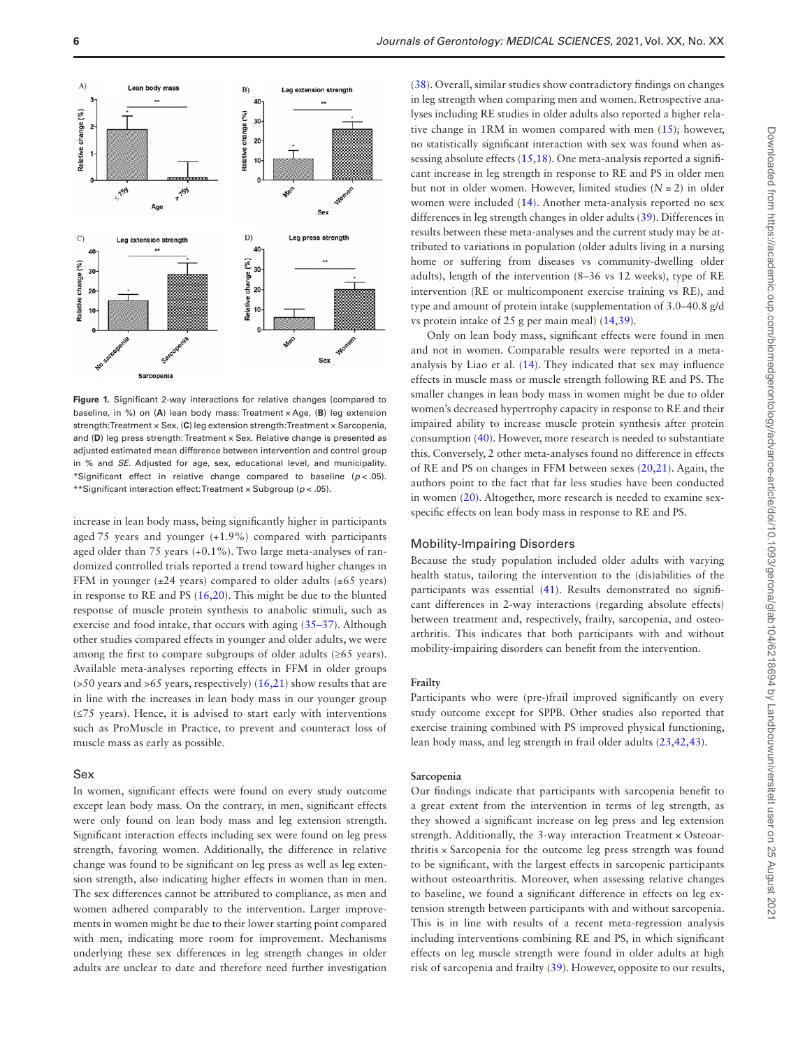**Figure 1.** Significant 2-way interactions for relative changes (compared to baseline, in %) on (**A**) lean body mass: Treatment × Age, (**B**) leg extension strength: Treatment × Sex, (**C**) leg extension strength: Treatment × Sarcopenia, and (**D**) leg press strength: Treatment × Sex. Relative change is presented as adjusted estimated mean difference between intervention and control group in % and *SE*. Adjusted for age, sex, educational level, and municipality. *Significant effect in relative change compared to baseline ($p < .05$). **Significant interaction effect: Treatment × Subgroup ($p < .05$).

increase in lean body mass, being significantly higher in participants aged 75 years and younger (+1.9%) compared with participants aged older than 75 years (+0.1%). Two large meta-analyses of randomized controlled trials reported a trend toward higher changes in FFM in younger (±24 years) compared to older adults (±65 years) in response to RE and PS (16,20). This might be due to the blunted response of muscle protein synthesis to anabolic stimuli, such as exercise and food intake, that occurs with aging (35–37). Although other studies compared effects in younger and older adults, we were among the first to compare subgroups of older adults (≥65 years). Available meta-analyses reporting effects in FFM in older groups (>50 years and >65 years, respectively) (16,21) show results that are in line with the increases in lean body mass in our younger group (≤75 years). Hence, it is advised to start early with interventions such as ProMuscle in Practice, to prevent and counteract loss of muscle mass as early as possible.

## Sex

In women, significant effects were found on every study outcome except lean body mass. On the contrary, in men, significant effects were only found on lean body mass and leg extension strength. Significant interaction effects including sex were found on leg press strength, favoring women. Additionally, the difference in relative change was found to be significant on leg press as well as leg extension strength, also indicating higher effects in women than in men. The sex differences cannot be attributed to compliance, as men and women adhered comparably to the intervention. Larger improvements in women might be due to their lower starting point compared with men, indicating more room for improvement. Mechanisms underlying these sex differences in leg strength changes in older adults are unclear to date and therefore need further investigation (38). Overall, similar studies show contradictory findings on changes in leg strength when comparing men and women. Retrospective analyses including RE studies in older adults also reported a higher relative change in 1RM in women compared with men (15); however, no statistically significant interaction with sex was found when assessing absolute effects (15,18). One meta-analysis reported a significant increase in leg strength in response to RE and PS in older men but not in older women. However, limited studies ($N = 2$) in older women were included (14). Another meta-analysis reported no sex differences in leg strength changes in older adults (39). Differences in results between these meta-analyses and the current study may be attributed to variations in population (older adults living in a nursing home or suffering from diseases vs community-dwelling older adults), length of the intervention (8–36 vs 12 weeks), type of RE intervention (RE or multicomponent exercise training vs RE), and type and amount of protein intake (supplementation of 3.0–40.8 g/d vs protein intake of 25 g per main meal) (14,39).

Only on lean body mass, significant effects were found in men and not in women. Comparable results were reported in a meta-analysis by Liao et al. (14). They indicated that sex may influence effects in muscle mass or muscle strength following RE and PS. The smaller changes in lean body mass in women might be due to older women's decreased hypertrophy capacity in response to RE and their impaired ability to increase muscle protein synthesis after protein consumption (40). However, more research is needed to substantiate this. Conversely, 2 other meta-analyses found no difference in effects of RE and PS on changes in FFM between sexes (20,21). Again, the authors point to the fact that far less studies have been conducted in women (20). Altogether, more research is needed to examine sex-specific effects on lean body mass in response to RE and PS.

## Mobility-Impairing Disorders

Because the study population included older adults with varying health status, tailoring the intervention to the (dis)abilities of the participants was essential (41). Results demonstrated no significant differences in 2-way interactions (regarding absolute effects) between treatment and, respectively, frailty, sarcopenia, and osteoarthritis. This indicates that both participants with and without mobility-impairing disorders can benefit from the intervention.

### Frailty

Participants who were (pre-)frail improved significantly on every study outcome except for SPPB. Other studies also reported that exercise training combined with PS improved physical functioning, lean body mass, and leg strength in frail older adults (23,42,43).

### Sarcopenia

Our findings indicate that participants with sarcopenia benefit to a great extent from the intervention in terms of leg strength, as they showed a significant increase on leg press and leg extension strength. Additionally, the 3-way interaction Treatment × Osteoarthritis × Sarcopenia for the outcome leg press strength was found to be significant, with the largest effects in sarcopenic participants without osteoarthritis. Moreover, when assessing relative changes to baseline, we found a significant difference in effects on leg extension strength between participants with and without sarcopenia. This is in line with results of a recent meta-regression analysis including interventions combining RE and PS, in which significant effects on leg muscle strength were found in older adults at high risk of sarcopenia and frailty (39). However, opposite to our results,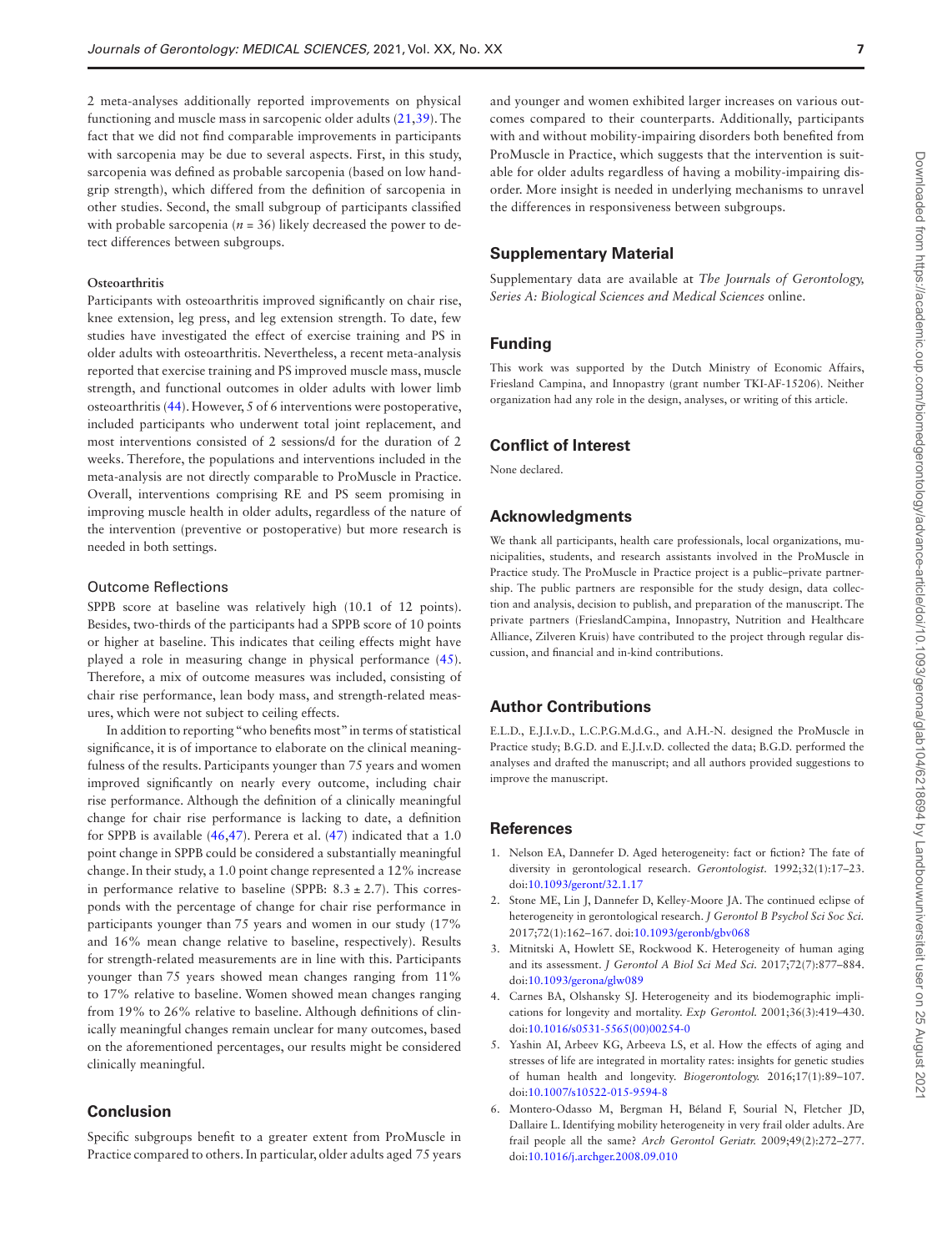2 meta-analyses additionally reported improvements on physical functioning and muscle mass in sarcopenic older adults (21,39). The fact that we did not find comparable improvements in participants with sarcopenia may be due to several aspects. First, in this study, sarcopenia was defined as probable sarcopenia (based on low handgrip strength), which differed from the definition of sarcopenia in other studies. Second, the small subgroup of participants classified with probable sarcopenia ($n$ = 36) likely decreased the power to detect differences between subgroups.

#### Osteoarthritis

Participants with osteoarthritis improved significantly on chair rise, knee extension, leg press, and leg extension strength. To date, few studies have investigated the effect of exercise training and PS in older adults with osteoarthritis. Nevertheless, a recent meta-analysis reported that exercise training and PS improved muscle mass, muscle strength, and functional outcomes in older adults with lower limb osteoarthritis (44). However, 5 of 6 interventions were postoperative, included participants who underwent total joint replacement, and most interventions consisted of 2 sessions/d for the duration of 2 weeks. Therefore, the populations and interventions included in the meta-analysis are not directly comparable to ProMuscle in Practice. Overall, interventions comprising RE and PS seem promising in improving muscle health in older adults, regardless of the nature of the intervention (preventive or postoperative) but more research is needed in both settings.

### Outcome Reflections

SPPB score at baseline was relatively high (10.1 of 12 points). Besides, two-thirds of the participants had a SPPB score of 10 points or higher at baseline. This indicates that ceiling effects might have played a role in measuring change in physical performance (45). Therefore, a mix of outcome measures was included, consisting of chair rise performance, lean body mass, and strength-related measures, which were not subject to ceiling effects.

In addition to reporting "who benefits most" in terms of statistical significance, it is of importance to elaborate on the clinical meaningfulness of the results. Participants younger than 75 years and women improved significantly on nearly every outcome, including chair rise performance. Although the definition of a clinically meaningful change for chair rise performance is lacking to date, a definition for SPPB is available (46,47). Perera et al. (47) indicated that a 1.0 point change in SPPB could be considered a substantially meaningful change. In their study, a 1.0 point change represented a 12% increase in performance relative to baseline (SPPB: 8.3 ± 2.7). This corresponds with the percentage of change for chair rise performance in participants younger than 75 years and women in our study (17% and 16% mean change relative to baseline, respectively). Results for strength-related measurements are in line with this. Participants younger than 75 years showed mean changes ranging from 11% to 17% relative to baseline. Women showed mean changes ranging from 19% to 26% relative to baseline. Although definitions of clinically meaningful changes remain unclear for many outcomes, based on the aforementioned percentages, our results might be considered clinically meaningful.

## Conclusion

Specific subgroups benefit to a greater extent from ProMuscle in Practice compared to others. In particular, older adults aged 75 years and younger and women exhibited larger increases on various outcomes compared to their counterparts. Additionally, participants with and without mobility-impairing disorders both benefited from ProMuscle in Practice, which suggests that the intervention is suitable for older adults regardless of having a mobility-impairing disorder. More insight is needed in underlying mechanisms to unravel the differences in responsiveness between subgroups.

## Supplementary Material

Supplementary data are available at *The Journals of Gerontology, Series A: Biological Sciences and Medical Sciences* online.

## Funding

This work was supported by the Dutch Ministry of Economic Affairs, Friesland Campina, and Innopastry (grant number TKI-AF-15206). Neither organization had any role in the design, analyses, or writing of this article.

## Conflict of Interest

None declared.

## Acknowledgments

We thank all participants, health care professionals, local organizations, municipalities, students, and research assistants involved in the ProMuscle in Practice study. The ProMuscle in Practice project is a public–private partnership. The public partners are responsible for the study design, data collection and analysis, decision to publish, and preparation of the manuscript. The private partners (FrieslandCampina, Innopastry, Nutrition and Healthcare Alliance, Zilveren Kruis) have contributed to the project through regular discussion, and financial and in-kind contributions.

## Author Contributions

E.L.D., E.J.I.v.D., L.C.P.G.M.d.G., and A.H.-N. designed the ProMuscle in Practice study; B.G.D. and E.J.I.v.D. collected the data; B.G.D. performed the analyses and drafted the manuscript; and all authors provided suggestions to improve the manuscript.

## References

1. Nelson EA, Dannefer D. Aged heterogeneity: fact or fiction? The fate of diversity in gerontological research. *Gerontologist.* 1992;32(1):17–23. doi:10.1093/geront/32.1.17
2. Stone ME, Lin J, Dannefer D, Kelley-Moore JA. The continued eclipse of heterogeneity in gerontological research. *J Gerontol B Psychol Sci Soc Sci.* 2017;72(1):162–167. doi:10.1093/geronb/gbv068
3. Mitnitski A, Howlett SE, Rockwood K. Heterogeneity of human aging and its assessment. *J Gerontol A Biol Sci Med Sci.* 2017;72(7):877–884. doi:10.1093/gerona/glw089
4. Carnes BA, Olshansky SJ. Heterogeneity and its biodemographic implications for longevity and mortality. *Exp Gerontol.* 2001;36(3):419–430. doi:10.1016/s0531-5565(00)00254-0
5. Yashin AI, Arbeev KG, Arbeeva LS, et al. How the effects of aging and stresses of life are integrated in mortality rates: insights for genetic studies of human health and longevity. *Biogerontology.* 2016;17(1):89–107. doi:10.1007/s10522-015-9594-8
6. Montero-Odasso M, Bergman H, Béland F, Sourial N, Fletcher JD, Dallaire L. Identifying mobility heterogeneity in very frail older adults. Are frail people all the same? *Arch Gerontol Geriatr.* 2009;49(2):272–277. doi:10.1016/j.archger.2008.09.010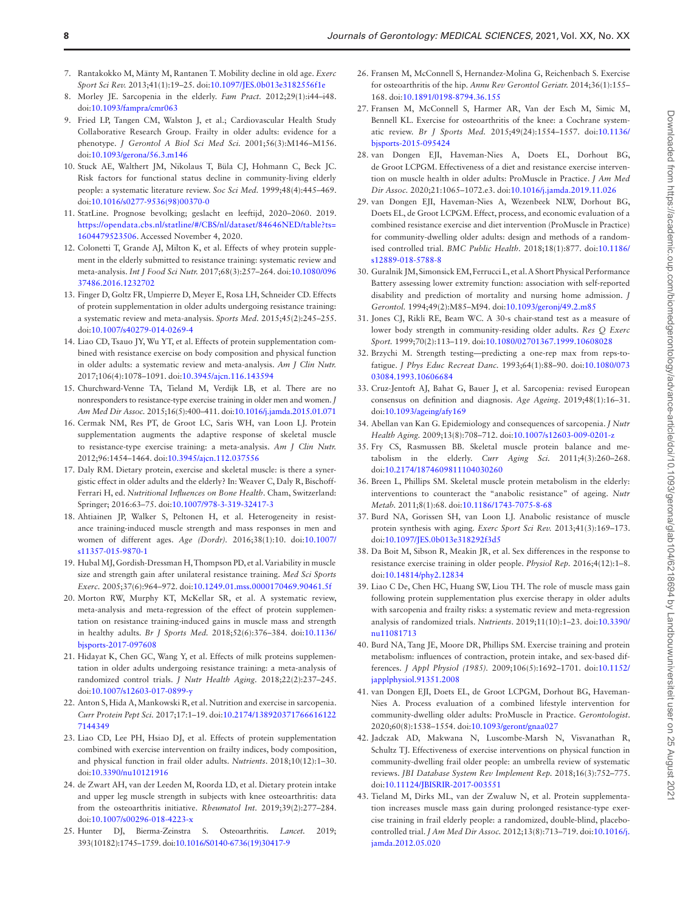7. Rantakokko M, Mänty M, Rantanen T. Mobility decline in old age. *Exerc Sport Sci Rev.* 2013;41(1):19–25. doi:10.1097/JES.0b013e3182556f1e
8. Morley JE. Sarcopenia in the elderly. *Fam Pract.* 2012;29(1):i44–i48. doi:10.1093/fampra/cmr063
9. Fried LP, Tangen CM, Walston J, et al.; Cardiovascular Health Study Collaborative Research Group. Frailty in older adults: evidence for a phenotype. *J Gerontol A Biol Sci Med Sci.* 2001;56(3):M146–M156. doi:10.1093/gerona/56.3.m146
10. Stuck AE, Walthert JM, Nikolaus T, Büla CJ, Hohmann C, Beck JC. Risk factors for functional status decline in community-living elderly people: a systematic literature review. *Soc Sci Med.* 1999;48(4):445–469. doi:10.1016/s0277-9536(98)00370-0
11. StatLine. Prognose bevolking; geslacht en leeftijd, 2020–2060. 2019. https://opendata.cbs.nl/statline/#/CBS/nl/dataset/84646NED/table?ts=1604479523506. Accessed November 4, 2020.
12. Colonetti T, Grande AJ, Milton K, et al. Effects of whey protein supplement in the elderly submitted to resistance training: systematic review and meta-analysis. *Int J Food Sci Nutr.* 2017;68(3):257–264. doi:10.1080/09637486.2016.1232702
13. Finger D, Goltz FR, Umpierre D, Meyer E, Rosa LH, Schneider CD. Effects of protein supplementation in older adults undergoing resistance training: a systematic review and meta-analysis. *Sports Med.* 2015;45(2):245–255. doi:10.1007/s40279-014-0269-4
14. Liao CD, Tsauo JY, Wu YT, et al. Effects of protein supplementation combined with resistance exercise on body composition and physical function in older adults: a systematic review and meta-analysis. *Am J Clin Nutr.* 2017;106(4):1078–1091. doi:10.3945/ajcn.116.143594
15. Churchward-Venne TA, Tieland M, Verdijk LB, et al. There are no nonresponders to resistance-type exercise training in older men and women. *J Am Med Dir Assoc.* 2015;16(5):400–411. doi:10.1016/j.jamda.2015.01.071
16. Cermak NM, Res PT, de Groot LC, Saris WH, van Loon LJ. Protein supplementation augments the adaptive response of skeletal muscle to resistance-type exercise training: a meta-analysis. *Am J Clin Nutr.* 2012;96:1454–1464. doi:10.3945/ajcn.112.037556
17. Daly RM. Dietary protein, exercise and skeletal muscle: is there a synergistic effect in older adults and the elderly? In: Weaver C, Daly R, Bischoff-Ferrari H, ed. *Nutritional Influences on Bone Health*. Cham, Switzerland: Springer; 2016:63–75. doi:10.1007/978-3-319-32417-3
18. Ahtiainen JP, Walker S, Peltonen H, et al. Heterogeneity in resistance training-induced muscle strength and mass responses in men and women of different ages. *Age (Dordr).* 2016;38(1):10. doi:10.1007/s11357-015-9870-1
19. Hubal MJ, Gordish-Dressman H, Thompson PD, et al. Variability in muscle size and strength gain after unilateral resistance training. *Med Sci Sports Exerc.* 2005;37(6):964–972. doi:10.1249.01.mss.0000170469.90461.5f
20. Morton RW, Murphy KT, McKellar SR, et al. A systematic review, meta-analysis and meta-regression of the effect of protein supplementation on resistance training-induced gains in muscle mass and strength in healthy adults. *Br J Sports Med.* 2018;52(6):376–384. doi:10.1136/bjsports-2017-097608
21. Hidayat K, Chen GC, Wang Y, et al. Effects of milk proteins supplementation in older adults undergoing resistance training: a meta-analysis of randomized control trials. *J Nutr Health Aging.* 2018;22(2):237–245. doi:10.1007/s12603-017-0899-y
22. Anton S, Hida A, Mankowski R, et al. Nutrition and exercise in sarcopenia. *Curr Protein Pept Sci.* 2017;17:1–19. doi:10.2174/1389203717666161227144349
23. Liao CD, Lee PH, Hsiao DJ, et al. Effects of protein supplementation combined with exercise intervention on frailty indices, body composition, and physical function in frail older adults. *Nutrients.* 2018;10(12):1–30. doi:10.3390/nu10121916
24. de Zwart AH, van der Leeden M, Roorda LD, et al. Dietary protein intake and upper leg muscle strength in subjects with knee osteoarthritis: data from the osteoarthritis initiative. *Rheumatol Int.* 2019;39(2):277–284. doi:10.1007/s00296-018-4223-x
25. Hunter DJ, Bierma-Zeinstra S. Osteoarthritis. *Lancet.* 2019; 393(10182):1745–1759. doi:10.1016/S0140-6736(19)30417-9
26. Fransen M, McConnell S, Hernandez-Molina G, Reichenbach S. Exercise for osteoarthritis of the hip. *Annu Rev Gerontol Geriatr.* 2014;36(1):155–168. doi:10.1891/0198-8794.36.155
27. Fransen M, McConnell S, Harmer AR, Van der Esch M, Simic M, Bennell KL. Exercise for osteoarthritis of the knee: a Cochrane systematic review. *Br J Sports Med.* 2015;49(24):1554–1557. doi:10.1136/bjsports-2015-095424
28. van Dongen EJI, Haveman-Nies A, Doets EL, Dorhout BG, de Groot LCPGM. Effectiveness of a diet and resistance exercise intervention on muscle health in older adults: ProMuscle in Practice. *J Am Med Dir Assoc.* 2020;21:1065–1072.e3. doi:10.1016/j.jamda.2019.11.026
29. van Dongen EJI, Haveman-Nies A, Wezenbeek NLW, Dorhout BG, Doets EL, de Groot LCPGM. Effect, process, and economic evaluation of a combined resistance exercise and diet intervention (ProMuscle in Practice) for community-dwelling older adults: design and methods of a randomised controlled trial. *BMC Public Health.* 2018;18(1):877. doi:10.1186/s12889-018-5788-8
30. Guralnik JM, Simonsick EM, Ferrucci L, et al. A Short Physical Performance Battery assessing lower extremity function: association with self-reported disability and prediction of mortality and nursing home admission. *J Gerontol.* 1994;49(2):M85–M94. doi:10.1093/geronj/49.2.m85
31. Jones CJ, Rikli RE, Beam WC. A 30-s chair-stand test as a measure of lower body strength in community-residing older adults. *Res Q Exerc Sport.* 1999;70(2):113–119. doi:10.1080/02701367.1999.10608028
32. Brzychi M. Strength testing—predicting a one-rep max from reps-to-fatigue. *J Phys Educ Recreat Danc.* 1993;64(1):88–90. doi:10.1080/07303084.1993.10606684
33. Cruz-Jentoft AJ, Bahat G, Bauer J, et al. Sarcopenia: revised European consensus on definition and diagnosis. *Age Ageing.* 2019;48(1):16–31. doi:10.1093/ageing/afy169
34. Abellan van Kan G. Epidemiology and consequences of sarcopenia. *J Nutr Health Aging.* 2009;13(8):708–712. doi:10.1007/s12603-009-0201-z
35. Fry CS, Rasmussen BB. Skeletal muscle protein balance and metabolism in the elderly. *Curr Aging Sci.* 2011;4(3):260–268. doi:10.2174/1874609811104030260
36. Breen L, Phillips SM. Skeletal muscle protein metabolism in the elderly: interventions to counteract the "anabolic resistance" of ageing. *Nutr Metab.* 2011;8(1):68. doi:10.1186/1743-7075-8-68
37. Burd NA, Gorissen SH, van Loon LJ. Anabolic resistance of muscle protein synthesis with aging. *Exerc Sport Sci Rev.* 2013;41(3):169–173. doi:10.1097/JES.0b013e318292f3d5
38. Da Boit M, Sibson R, Meakin JR, et al. Sex differences in the response to resistance exercise training in older people. *Physiol Rep.* 2016;4(12):1–8. doi:10.14814/phy2.12834
39. Liao C De, Chen HC, Huang SW, Liou TH. The role of muscle mass gain following protein supplementation plus exercise therapy in older adults with sarcopenia and frailty risks: a systematic review and meta-regression analysis of randomized trials. *Nutrients.* 2019;11(10):1–23. doi:10.3390/nu11081713
40. Burd NA, Tang JE, Moore DR, Phillips SM. Exercise training and protein metabolism: influences of contraction, protein intake, and sex-based differences. *J Appl Physiol (1985).* 2009;106(5):1692–1701. doi:10.1152/japplphysiol.91351.2008
41. van Dongen EJI, Doets EL, de Groot LCPGM, Dorhout BG, Haveman-Nies A. Process evaluation of a combined lifestyle intervention for community-dwelling older adults: ProMuscle in Practice. *Gerontologist.* 2020;60(8):1538–1554. doi:10.1093/geront/gnaa027
42. Jadczak AD, Makwana N, Luscombe-Marsh N, Visvanathan R, Schultz TJ. Effectiveness of exercise interventions on physical function in community-dwelling frail older people: an umbrella review of systematic reviews. *JBI Database System Rev Implement Rep.* 2018;16(3):752–775. doi:10.11124/JBISRIR-2017-003551
43. Tieland M, Dirks ML, van der Zwaluw N, et al. Protein supplementation increases muscle mass gain during prolonged resistance-type exercise training in frail elderly people: a randomized, double-blind, placebo-controlled trial. *J Am Med Dir Assoc.* 2012;13(8):713–719. doi:10.1016/j.jamda.2012.05.020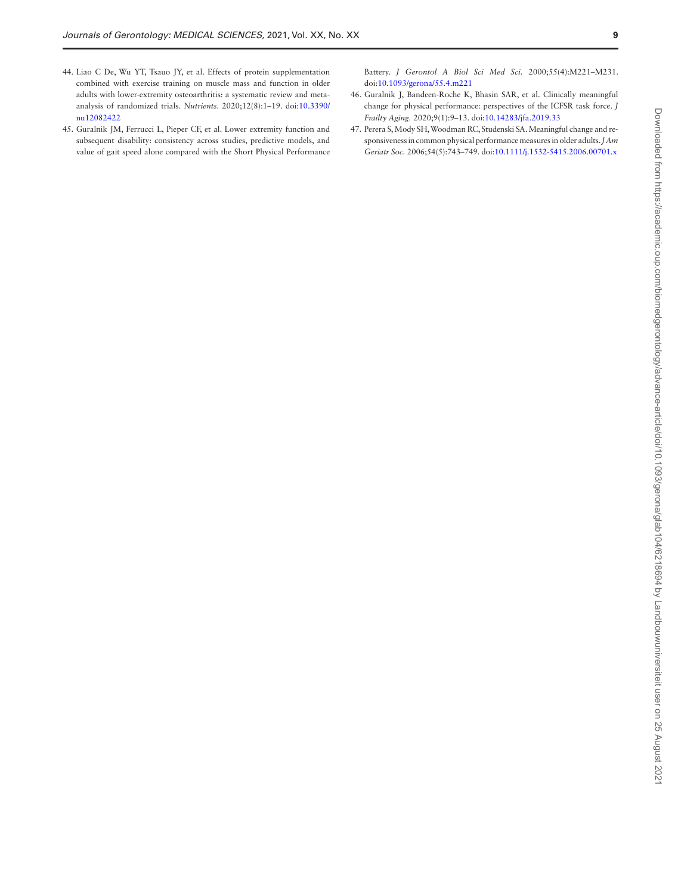44. Liao C De, Wu YT, Tsauo JY, et al. Effects of protein supplementation combined with exercise training on muscle mass and function in older adults with lower-extremity osteoarthritis: a systematic review and meta-analysis of randomized trials. *Nutrients*. 2020;12(8):1–19. doi:10.3390/nu12082422
45. Guralnik JM, Ferrucci L, Pieper CF, et al. Lower extremity function and subsequent disability: consistency across studies, predictive models, and value of gait speed alone compared with the Short Physical Performance Battery. *J Gerontol A Biol Sci Med Sci*. 2000;55(4):M221–M231. doi:10.1093/gerona/55.4.m221
46. Guralnik J, Bandeen-Roche K, Bhasin SAR, et al. Clinically meaningful change for physical performance: perspectives of the ICFSR task force. *J Frailty Aging*. 2020;9(1):9–13. doi:10.14283/jfa.2019.33
47. Perera S, Mody SH, Woodman RC, Studenski SA. Meaningful change and responsiveness in common physical performance measures in older adults. *J Am Geriatr Soc*. 2006;54(5):743–749. doi:10.1111/j.1532-5415.2006.00701.x